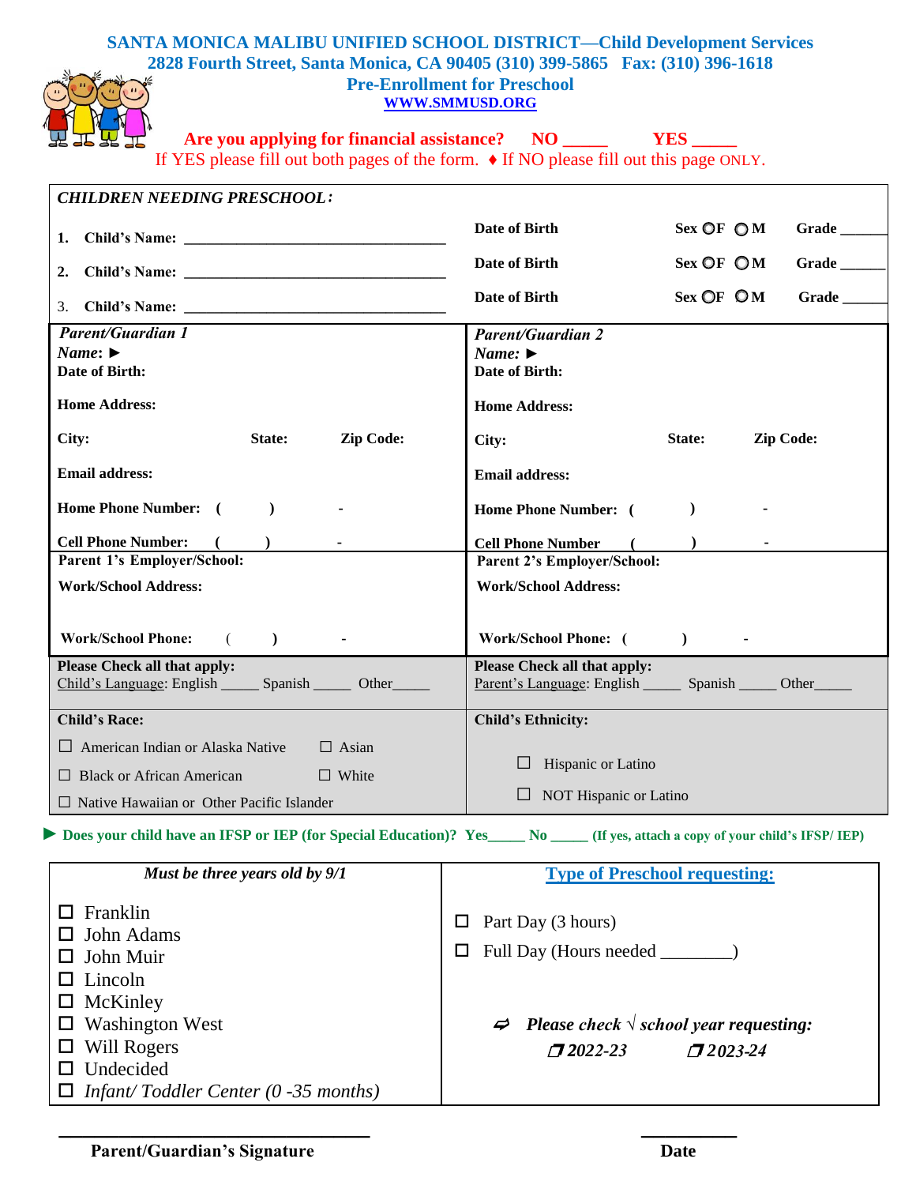# SANTA MONICA MALIBU UNIFIED SCHOOL DISTRICT—Child Development Services

**2828 Fourth Street, Santa Monica, CA 90405 (310) 399-5865 Fax: (310) 396-1618**

## Pre-Enrollment for Preschool

**WWW.SMMUSD.ORG**

**Are you applying for financial assistance? NO _____ YES _____**

If YES please fill out both pages of the form. ♦ If NO please fill out this page ONLY.

***CHILDREN NEEDING PRESCHOOL:***

| | | | |
|---|---|---|---|
| **1. Child's Name:** ______________________________ | **Date of Birth** | **Sex** ○**F** ○**M** | **Grade** ______ |
| **2. Child's Name:** ______________________________ | **Date of Birth** | **Sex** ○**F** ○**M** | **Grade** ______ |
| 3. **Child's Name:** ______________________________ | **Date of Birth** | **Sex** ○**F** ○**M** | **Grade** ______ |

| ***Parent/Guardian 1*** | ***Parent/Guardian 2*** |
|---|---|
| ***Name:*** ► | ***Name:*** ► |
| **Date of Birth:** | **Date of Birth:** |
| **Home Address:** | **Home Address:** |
| **City:** **State:** **Zip Code:** | **City:** **State:** **Zip Code:** |
| **Email address:** | **Email address:** |
| **Home Phone Number: ( ) -** | **Home Phone Number: ( ) -** |
| **Cell Phone Number: ( ) -** | **Cell Phone Number ( ) -** |
| **Parent 1's Employer/School:** | **Parent 2's Employer/School:** |
| **Work/School Address:** | **Work/School Address:** |
| **Work/School Phone: ( ) -** | **Work/School Phone: ( ) -** |

| **Please Check all that apply:** | **Please Check all that apply:** |
|---|---|
| Child's Language: English _____ Spanish _____ Other_____ | Parent's Language: English _____ Spanish _____ Other_____ |

| **Child's Race:** | **Child's Ethnicity:** |
|---|---|
| ☐ American Indian or Alaska Native ☐ Asian | ☐ Hispanic or Latino |
| ☐ Black or African American ☐ White | ☐ NOT Hispanic or Latino |
| ☐ Native Hawaiian or Other Pacific Islander | |

► **Does your child have an IFSP or IEP (for Special Education)? Yes_____ No _____ (If yes, attach a copy of your child's IFSP/ IEP)**

| ***Must be three years old by 9/1*** | **Type of Preschool requesting:** |
|---|---|
| ☐ Franklin | ☐ Part Day (3 hours) |
| ☐ John Adams | ☐ Full Day (Hours needed ________) |
| ☐ John Muir | |
| ☐ Lincoln | |
| ☐ McKinley | ***Please check √ school year requesting:*** |
| ☐ Washington West | ☐ ***2022-23*** ☐ ***2023-24*** |
| ☐ Will Rogers | |
| ☐ Undecided | |
| ☐ *Infant/ Toddler Center (0 -35 months)* | |

______________________________ ____________

**Parent/Guardian's Signature** **Date**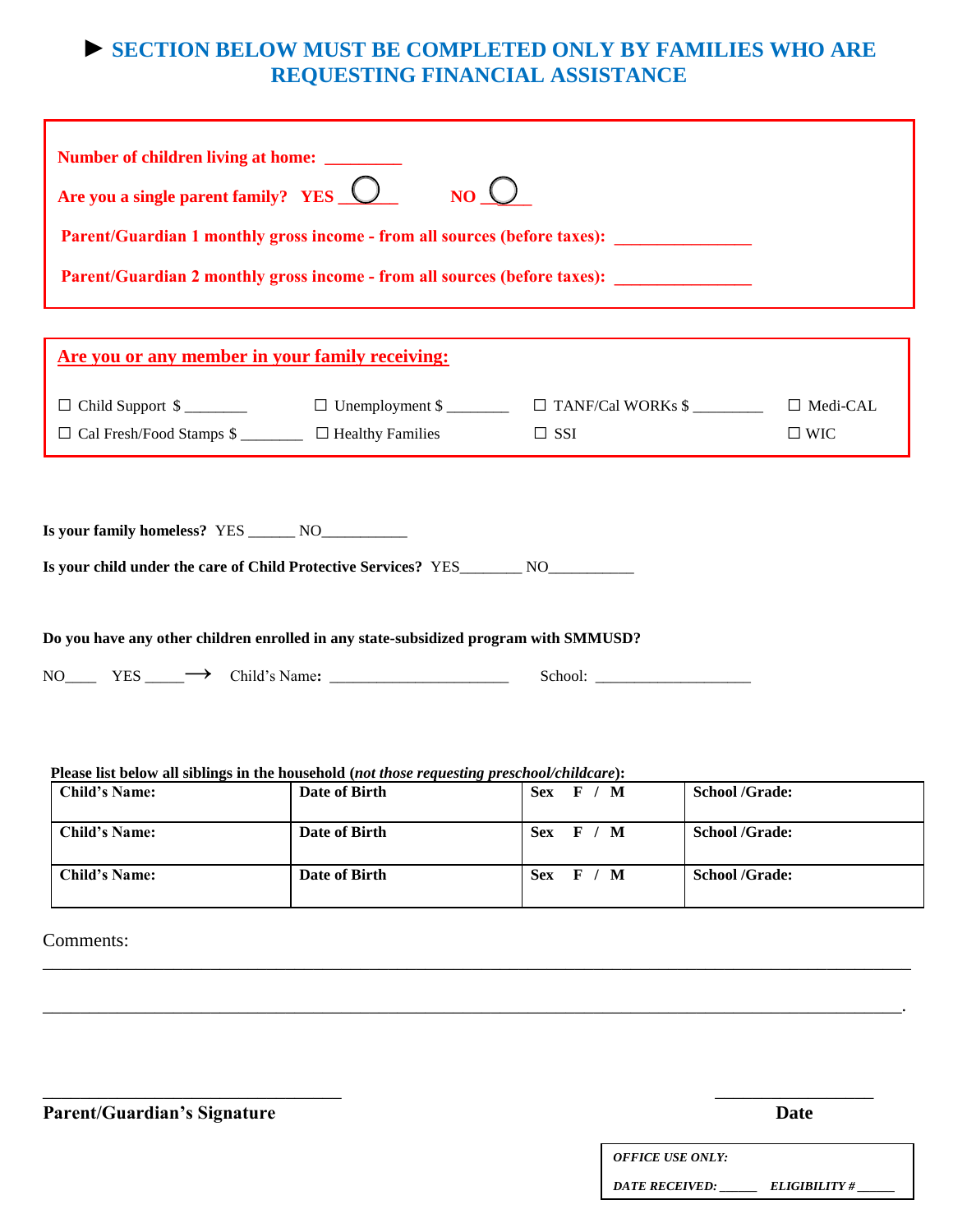## ► SECTION BELOW MUST BE COMPLETED ONLY BY FAMILIES WHO ARE REQUESTING FINANCIAL ASSISTANCE

**Number of children living at home:** _________

**Are you a single parent family?** **YES** ◯ **NO** ◯

**Parent/Guardian 1 monthly gross income - from all sources (before taxes):** ________________

**Parent/Guardian 2 monthly gross income - from all sources (before taxes):** ________________

**Are you or any member in your family receiving:**

☐ Child Support $ ________ ☐ Unemployment $ ________ ☐ TANF/Cal WORKs $ _________ ☐ Medi-CAL

☐ Cal Fresh/Food Stamps $ ________ ☐ Healthy Families ☐ SSI ☐ WIC

**Is your family homeless?** YES ______ NO___________

**Is your child under the care of Child Protective Services?** YES________ NO___________

**Do you have any other children enrolled in any state-subsidized program with SMMUSD?**

NO____ YES _____⟶ Child's Name: _______________________ School: ____________________

**Please list below all siblings in the household (*not those requesting preschool/childcare*):**

| | | | |
|---|---|---|---|
| **Child's Name:** | **Date of Birth** | **Sex F / M** | **School /Grade:** |
| **Child's Name:** | **Date of Birth** | **Sex F / M** | **School /Grade:** |
| **Child's Name:** | **Date of Birth** | **Sex F / M** | **School /Grade:** |

Comments:

_____________________________________________________________________________________

_____________________________________________________________________________________.

_______________________________ ____________________

**Parent/Guardian's Signature** **Date**

***OFFICE USE ONLY:***

***DATE RECEIVED:*** ______ ***ELIGIBILITY #*** ______